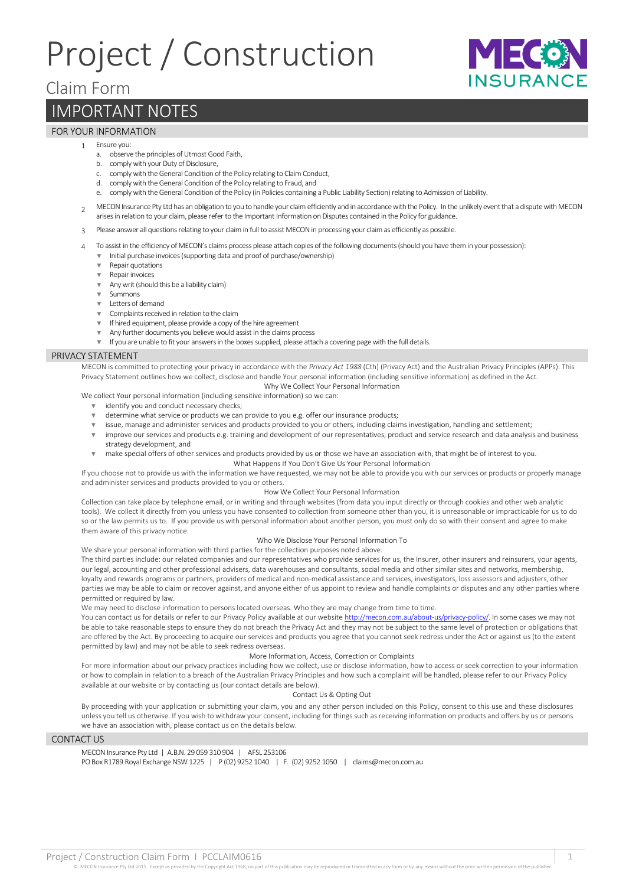# Project / Construction

## Claim Form

# IMPORTANT NOTES

## FOR YOUR INFORMATION

1. Ensure you:
   a. observe the principles of Utmost Good Faith,
   b. comply with your Duty of Disclosure,
   c. comply with the General Condition of the Policy relating to Claim Conduct,
   d. comply with the General Condition of the Policy relating to Fraud, and
   e. comply with the General Condition of the Policy (in Policies containing a Public Liability Section) relating to Admission of Liability.
2. MECON Insurance Pty Ltd has an obligation to you to handle your claim efficiently and in accordance with the Policy. In the unlikely event that a dispute with MECON arises in relation to your claim, please refer to the Important Information on Disputes contained in the Policy for guidance.
3. Please answer all questions relating to your claim in full to assist MECON in processing your claim as efficiently as possible.
4. To assist in the efficiency of MECON's claims process please attach copies of the following documents (should you have them in your possession):
   - Initial purchase invoices (supporting data and proof of purchase/ownership)
   - Repair quotations
   - Repair invoices
   - Any writ (should this be a liability claim)
   - Summons
   - Letters of demand
   - Complaints received in relation to the claim
   - If hired equipment, please provide a copy of the hire agreement
   - Any further documents you believe would assist in the claims process
   - If you are unable to fit your answers in the boxes supplied, please attach a covering page with the full details.

## PRIVACY STATEMENT

MECON is committed to protecting your privacy in accordance with the *Privacy Act 1988* (Cth) (Privacy Act) and the Australian Privacy Principles (APPs). This Privacy Statement outlines how we collect, disclose and handle Your personal information (including sensitive information) as defined in the Act.

### Why We Collect Your Personal Information

We collect Your personal information (including sensitive information) so we can:

- identify you and conduct necessary checks;
- determine what service or products we can provide to you e.g. offer our insurance products;
- issue, manage and administer services and products provided to you or others, including claims investigation, handling and settlement;
- improve our services and products e.g. training and development of our representatives, product and service research and data analysis and business strategy development, and
- make special offers of other services and products provided by us or those we have an association with, that might be of interest to you.

### What Happens If You Don't Give Us Your Personal Information

If you choose not to provide us with the information we have requested, we may not be able to provide you with our services or products or properly manage and administer services and products provided to you or others.

### How We Collect Your Personal Information

Collection can take place by telephone email, or in writing and through websites (from data you input directly or through cookies and other web analytic tools). We collect it directly from you unless you have consented to collection from someone other than you, it is unreasonable or impracticable for us to do so or the law permits us to. If you provide us with personal information about another person, you must only do so with their consent and agree to make them aware of this privacy notice.

### Who We Disclose Your Personal Information To

We share your personal information with third parties for the collection purposes noted above.

The third parties include: our related companies and our representatives who provide services for us, the Insurer, other insurers and reinsurers, your agents, our legal, accounting and other professional advisers, data warehouses and consultants, social media and other similar sites and networks, membership, loyalty and rewards programs or partners, providers of medical and non-medical assistance and services, investigators, loss assessors and adjusters, other parties we may be able to claim or recover against, and anyone either of us appoint to review and handle complaints or disputes and any other parties where permitted or required by law.

We may need to disclose information to persons located overseas. Who they are may change from time to time.

You can contact us for details or refer to our Privacy Policy available at our website http://mecon.com.au/about-us/privacy-policy/. In some cases we may not be able to take reasonable steps to ensure they do not breach the Privacy Act and they may not be subject to the same level of protection or obligations that are offered by the Act. By proceeding to acquire our services and products you agree that you cannot seek redress under the Act or against us (to the extent permitted by law) and may not be able to seek redress overseas.

### More Information, Access, Correction or Complaints

For more information about our privacy practices including how we collect, use or disclose information, how to access or seek correction to your information or how to complain in relation to a breach of the Australian Privacy Principles and how such a complaint will be handled, please refer to our Privacy Policy available at our website or by contacting us (our contact details are below).

### Contact Us & Opting Out

By proceeding with your application or submitting your claim, you and any other person included on this Policy, consent to this use and these disclosures unless you tell us otherwise. If you wish to withdraw your consent, including for things such as receiving information on products and offers by us or persons we have an association with, please contact us on the details below.

## CONTACT US

MECON Insurance Pty Ltd | A.B.N. 29 059 310 904 | AFSL 253106
PO Box R1789 Royal Exchange NSW 1225 | P (02) 9252 1040 | F. (02) 9252 1050 | claims@mecon.com.au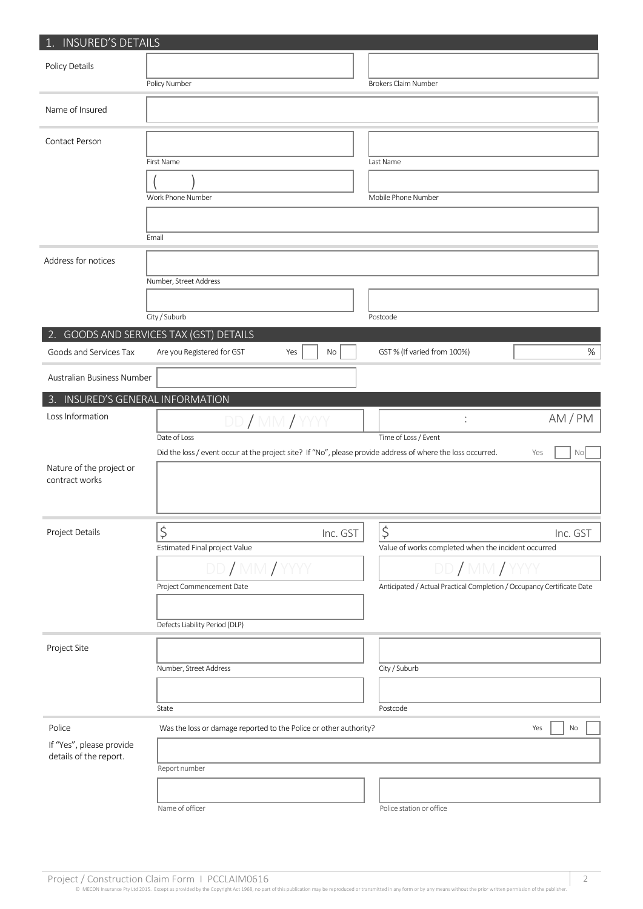## 1. INSURED'S DETAILS

**Policy Details**

Policy Number: 

Brokers Claim Number: 

**Name of Insured**

**Contact Person**

First Name: 

Last Name: 

Work Phone Number: (    )

Mobile Phone Number: 

Email: 

**Address for notices**

Number, Street Address: 

City / Suburb: 

Postcode: 

## 2. GOODS AND SERVICES TAX (GST) DETAILS

**Goods and Services Tax**

Are you Registered for GST Yes ☐ No ☐

GST % (If varied from 100%) %

**Australian Business Number**

## 3. INSURED'S GENERAL INFORMATION

**Loss Information**

Date of Loss: DD / MM / YYYY

Time of Loss / Event: : AM / PM

Did the loss / event occur at the project site? If "No", please provide address of where the loss occurred. Yes ☐ No ☐

**Nature of the project or contract works**

**Project Details**

Estimated Final project Value: $ Inc. GST

Value of works completed when the incident occurred: $ Inc. GST

Project Commencement Date: DD / MM / YYYY

Anticipated / Actual Practical Completion / Occupancy Certificate Date: DD / MM / YYYY

Defects Liability Period (DLP): 

**Project Site**

Number, Street Address: 

City / Suburb: 

State: 

Postcode: 

**Police**

Was the loss or damage reported to the Police or other authority? Yes ☐ No ☐

If "Yes", please provide details of the report.

Report number: 

Name of officer: 

Police station or office: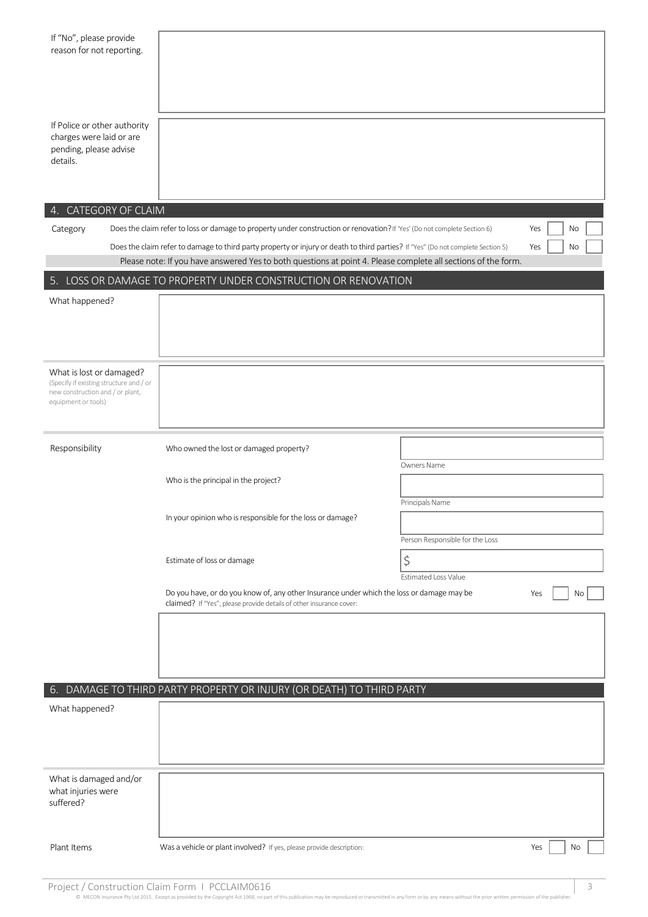If "No", please provide reason for not reporting.

If Police or other authority charges were laid or are pending, please advise details.

## 4. CATEGORY OF CLAIM

| Category | | |
|---|---|---|
| | Does the claim refer to loss or damage to property under construction or renovation? If 'Yes' (Do not complete Section 6) | Yes ☐ No ☐ |
| | Does the claim refer to damage to third party property or injury or death to third parties? If "Yes" (Do not complete Section 5) | Yes ☐ No ☐ |

Please note: If you have answered Yes to both questions at point 4. Please complete all sections of the form.

## 5. LOSS OR DAMAGE TO PROPERTY UNDER CONSTRUCTION OR RENOVATION

What happened?

What is lost or damaged?
(Specify if existing structure and / or new construction and / or plant, equipment or tools)

**Responsibility**

| | |
|---|---|
| Who owned the lost or damaged property? | Owners Name |
| Who is the principal in the project? | Principals Name |
| In your opinion who is responsible for the loss or damage? | Person Responsible for the Loss |
| Estimate of loss or damage | $ Estimated Loss Value |

Do you have, or do you know of, any other Insurance under which the loss or damage may be claimed? If "Yes", please provide details of other insurance cover: Yes ☐ No ☐

## 6. DAMAGE TO THIRD PARTY PROPERTY OR INJURY (OR DEATH) TO THIRD PARTY

What happened?

What is damaged and/or what injuries were suffered?

Plant Items — Was a vehicle or plant involved? If yes, please provide description: Yes ☐ No ☐

Project / Construction Claim Form I PCCLAIM0616

© MECON Insurance Pty Ltd 2015. Except as provided by the Copyright Act 1968, no part of this publication may be reproduced or transmitted in any form or by any means without the prior written permission of the publisher.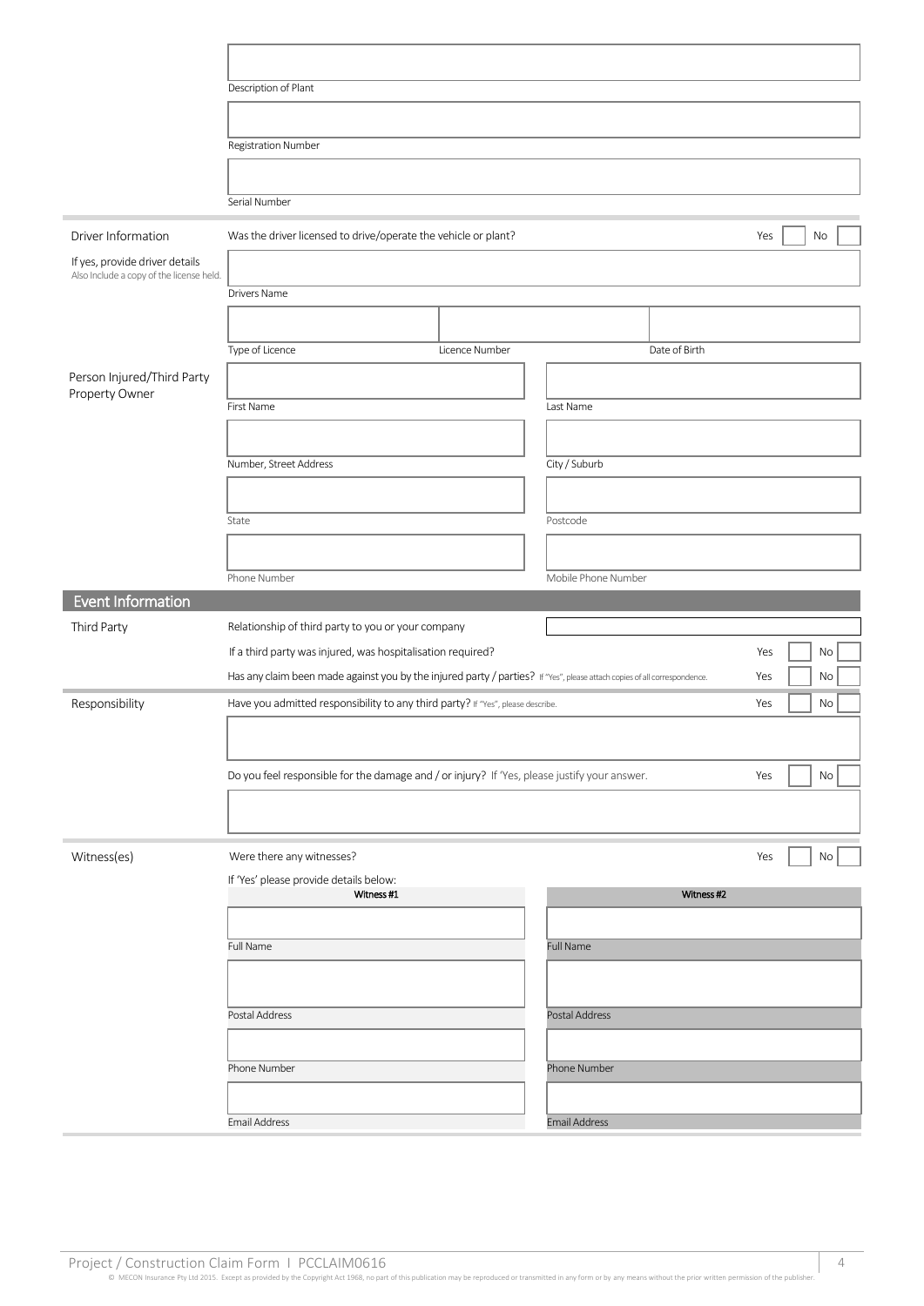Description of Plant

Registration Number

Serial Number

| Driver Information | |
|---|---|
| Was the driver licensed to drive/operate the vehicle or plant? | Yes ☐ No ☐ |

If yes, provide driver details
Also Include a copy of the license held.

Drivers Name

| Type of Licence | Licence Number | Date of Birth |
|---|---|---|
| | | |

**Person Injured/Third Party Property Owner**

| First Name | Last Name |
|---|---|
| | |
| **Number, Street Address** | **City / Suburb** |
| | |
| **State** | **Postcode** |
| | |
| **Phone Number** | **Mobile Phone Number** |
| | |

## Event Information

**Third Party**

Relationship of third party to you or your company

If a third party was injured, was hospitalisation required? Yes ☐ No ☐

Has any claim been made against you by the injured party / parties? If "Yes", please attach copies of all correspondence. Yes ☐ No ☐

**Responsibility**

Have you admitted responsibility to any third party? If "Yes", please describe. Yes ☐ No ☐

Do you feel responsible for the damage and / or injury? If 'Yes, please justify your answer. Yes ☐ No ☐

**Witness(es)**

Were there any witnesses? Yes ☐ No ☐

If 'Yes' please provide details below:

| | Witness #1 | Witness #2 |
|---|---|---|
| Full Name | | |
| Postal Address | | |
| Phone Number | | |
| Email Address | | |

Project / Construction Claim Form I PCCLAIM0616

© MECON Insurance Pty Ltd 2015. Except as provided by the Copyright Act 1968, no part of this publication may be reproduced or transmitted in any form or by any means without the prior written permission of the publisher.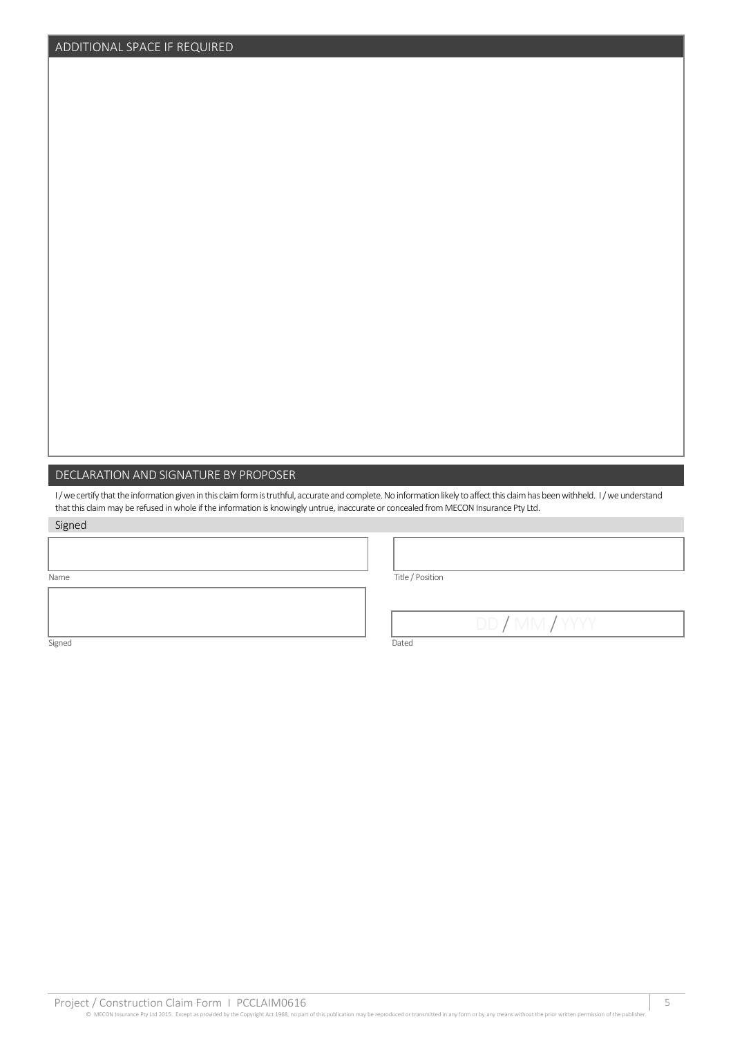## ADDITIONAL SPACE IF REQUIRED

## DECLARATION AND SIGNATURE BY PROPOSER

I / we certify that the information given in this claim form is truthful, accurate and complete. No information likely to affect this claim has been withheld. I / we understand that this claim may be refused in whole if the information is knowingly untrue, inaccurate or concealed from MECON Insurance Pty Ltd.

### Signed

Name

Title / Position

Signed

DD / MM / YYYY

Dated

Project / Construction Claim Form I PCCLAIM0616

© MECON Insurance Pty Ltd 2015. Except as provided by the Copyright Act 1968, no part of this publication may be reproduced or transmitted in any form or by any means without the prior written permission of the publisher.